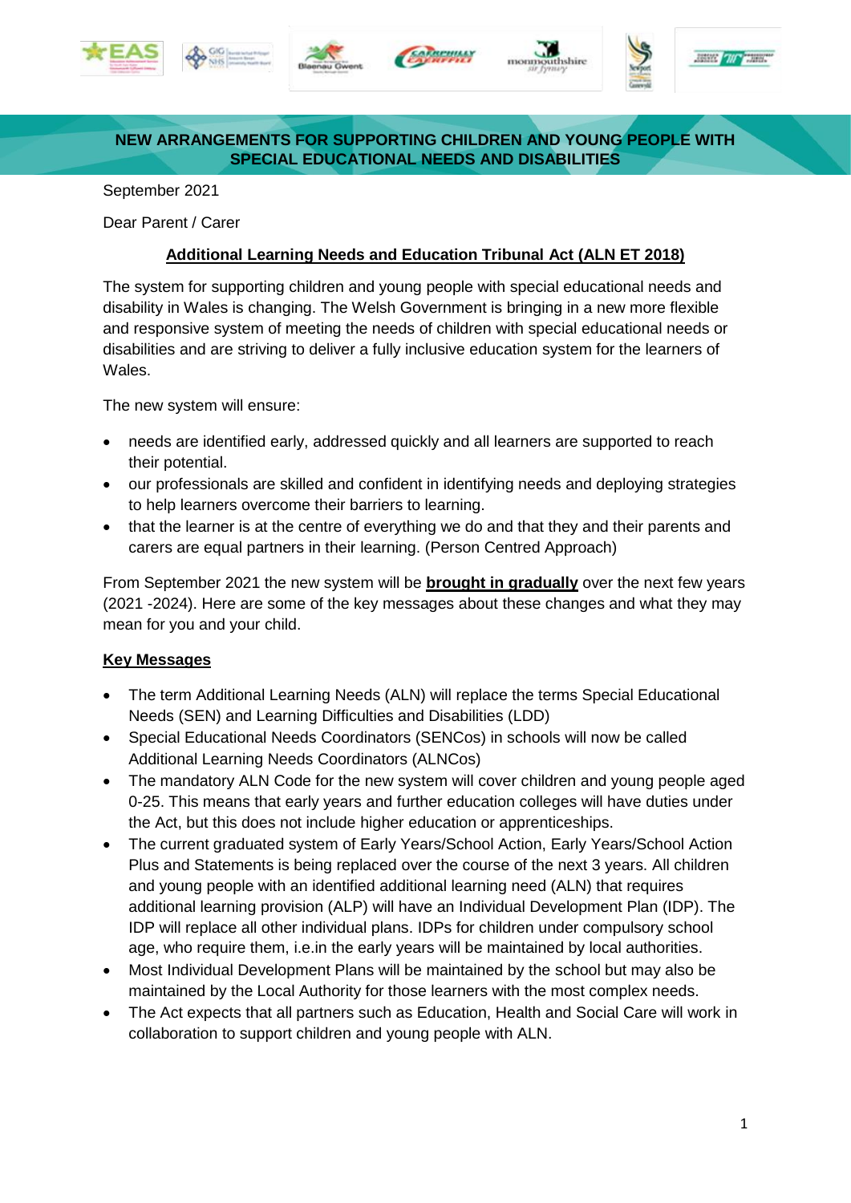# NEW ARRANGEMENTS FOR SUPPORTING CHILDREN AND YOUNG PEOPLE WITH SPECIAL EDUCATIONAL NEEDS AND DISABILITIES

September 2021

Dear Parent / Carer

**Additional Learning Needs and Education Tribunal Act (ALN ET 2018)**

The system for supporting children and young people with special educational needs and disability in Wales is changing. The Welsh Government is bringing in a new more flexible and responsive system of meeting the needs of children with special educational needs or disabilities and are striving to deliver a fully inclusive education system for the learners of Wales.

The new system will ensure:

- needs are identified early, addressed quickly and all learners are supported to reach their potential.
- our professionals are skilled and confident in identifying needs and deploying strategies to help learners overcome their barriers to learning.
- that the learner is at the centre of everything we do and that they and their parents and carers are equal partners in their learning. (Person Centred Approach)

From September 2021 the new system will be **brought in gradually** over the next few years (2021 -2024). Here are some of the key messages about these changes and what they may mean for you and your child.

**Key Messages**

- The term Additional Learning Needs (ALN) will replace the terms Special Educational Needs (SEN) and Learning Difficulties and Disabilities (LDD)
- Special Educational Needs Coordinators (SENCos) in schools will now be called Additional Learning Needs Coordinators (ALNCos)
- The mandatory ALN Code for the new system will cover children and young people aged 0-25. This means that early years and further education colleges will have duties under the Act, but this does not include higher education or apprenticeships.
- The current graduated system of Early Years/School Action, Early Years/School Action Plus and Statements is being replaced over the course of the next 3 years. All children and young people with an identified additional learning need (ALN) that requires additional learning provision (ALP) will have an Individual Development Plan (IDP). The IDP will replace all other individual plans. IDPs for children under compulsory school age, who require them, i.e.in the early years will be maintained by local authorities.
- Most Individual Development Plans will be maintained by the school but may also be maintained by the Local Authority for those learners with the most complex needs.
- The Act expects that all partners such as Education, Health and Social Care will work in collaboration to support children and young people with ALN.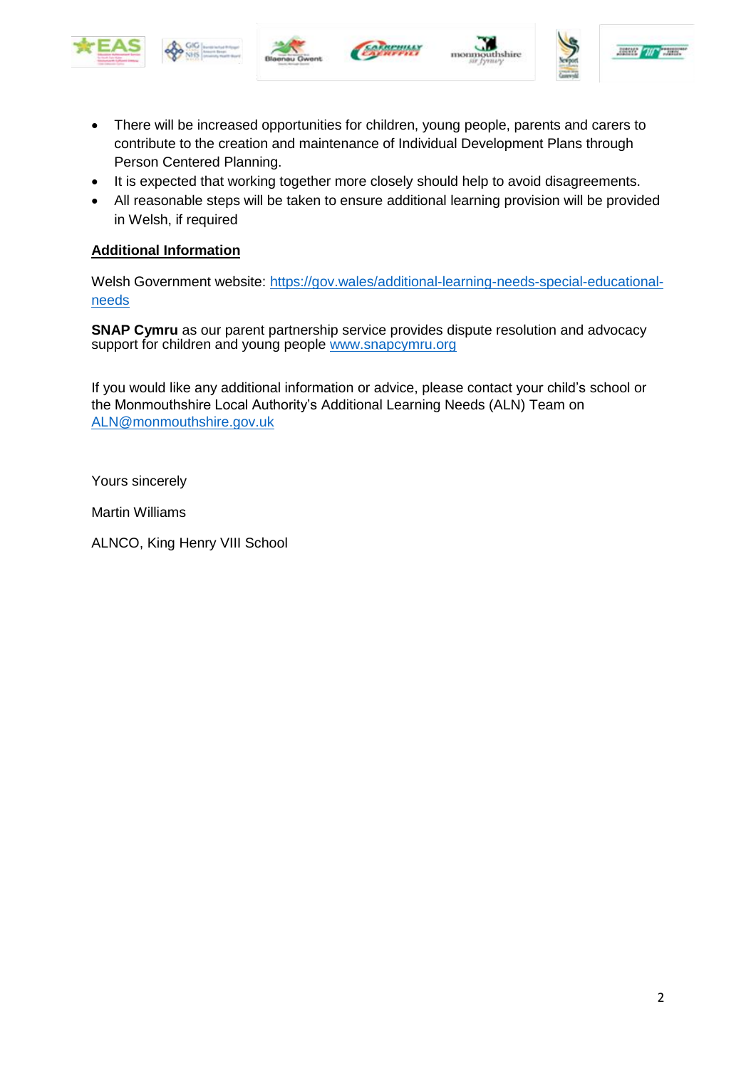- There will be increased opportunities for children, young people, parents and carers to contribute to the creation and maintenance of Individual Development Plans through Person Centered Planning.
- It is expected that working together more closely should help to avoid disagreements.
- All reasonable steps will be taken to ensure additional learning provision will be provided in Welsh, if required

**Additional Information**

Welsh Government website: https://gov.wales/additional-learning-needs-special-educational-needs

**SNAP Cymru** as our parent partnership service provides dispute resolution and advocacy support for children and young people www.snapcymru.org

If you would like any additional information or advice, please contact your child's school or the Monmouthshire Local Authority's Additional Learning Needs (ALN) Team on ALN@monmouthshire.gov.uk

Yours sincerely

Martin Williams

ALNCO, King Henry VIII School